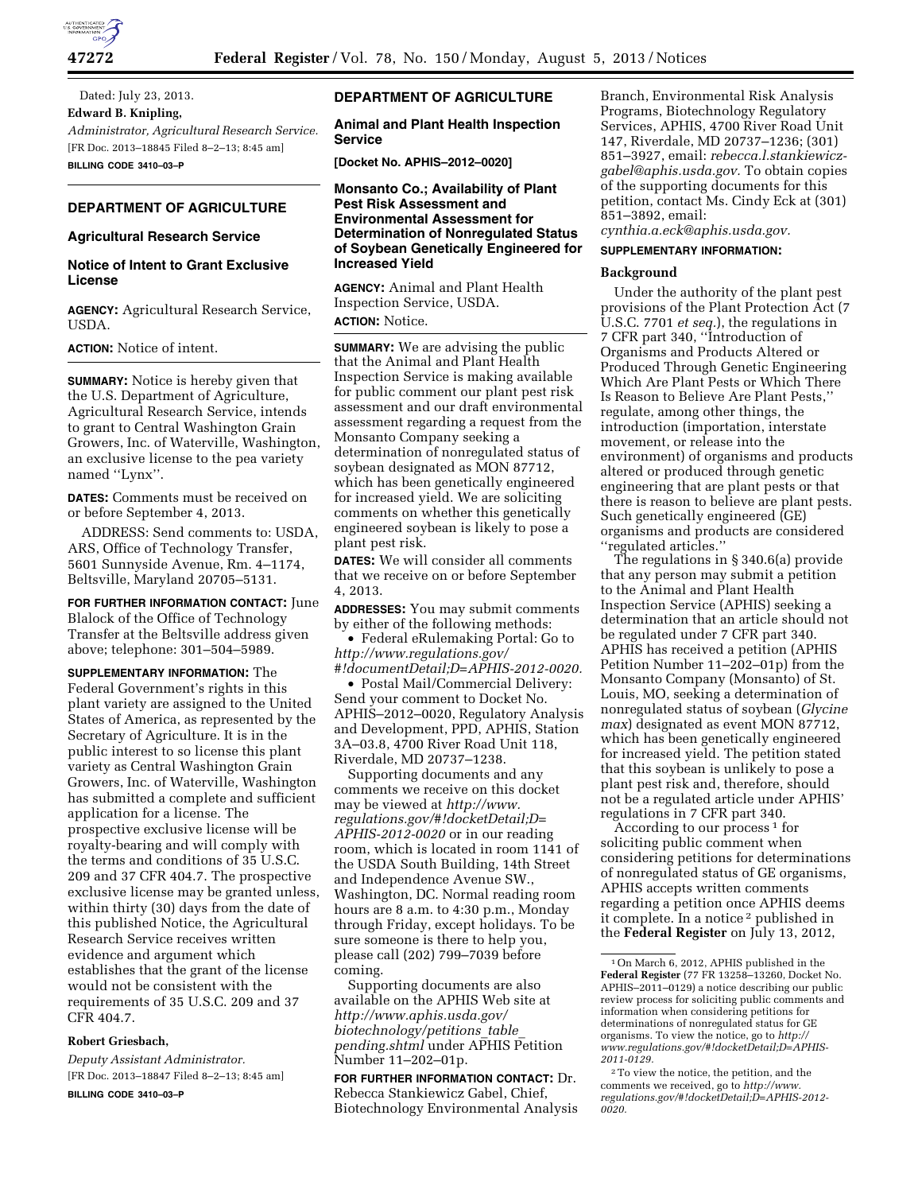Dated: July 23, 2013.

**Edward B. Knipling,**

*Administrator, Agricultural Research Service.*

[FR Doc. 2013–18845 Filed 8–2–13; 8:45 am]

**BILLING CODE 3410–03–P**

## DEPARTMENT OF AGRICULTURE

### Agricultural Research Service

### Notice of Intent to Grant Exclusive License

**AGENCY:** Agricultural Research Service, USDA.

**ACTION:** Notice of intent.

**SUMMARY:** Notice is hereby given that the U.S. Department of Agriculture, Agricultural Research Service, intends to grant to Central Washington Grain Growers, Inc. of Waterville, Washington, an exclusive license to the pea variety named ''Lynx''.

**DATES:** Comments must be received on or before September 4, 2013.

ADDRESS: Send comments to: USDA, ARS, Office of Technology Transfer, 5601 Sunnyside Avenue, Rm. 4–1174, Beltsville, Maryland 20705–5131.

**FOR FURTHER INFORMATION CONTACT:** June Blalock of the Office of Technology Transfer at the Beltsville address given above; telephone: 301–504–5989.

**SUPPLEMENTARY INFORMATION:** The Federal Government's rights in this plant variety are assigned to the United States of America, as represented by the Secretary of Agriculture. It is in the public interest to so license this plant variety as Central Washington Grain Growers, Inc. of Waterville, Washington has submitted a complete and sufficient application for a license. The prospective exclusive license will be royalty-bearing and will comply with the terms and conditions of 35 U.S.C. 209 and 37 CFR 404.7. The prospective exclusive license may be granted unless, within thirty (30) days from the date of this published Notice, the Agricultural Research Service receives written evidence and argument which establishes that the grant of the license would not be consistent with the requirements of 35 U.S.C. 209 and 37 CFR 404.7.

**Robert Griesbach,**

*Deputy Assistant Administrator.*

[FR Doc. 2013–18847 Filed 8–2–13; 8:45 am]

**BILLING CODE 3410–03–P**

## DEPARTMENT OF AGRICULTURE

### Animal and Plant Health Inspection Service

**[Docket No. APHIS–2012–0020]**

### Monsanto Co.; Availability of Plant Pest Risk Assessment and Environmental Assessment for Determination of Nonregulated Status of Soybean Genetically Engineered for Increased Yield

**AGENCY:** Animal and Plant Health Inspection Service, USDA.

**ACTION:** Notice.

**SUMMARY:** We are advising the public that the Animal and Plant Health Inspection Service is making available for public comment our plant pest risk assessment and our draft environmental assessment regarding a request from the Monsanto Company seeking a determination of nonregulated status of soybean designated as MON 87712, which has been genetically engineered for increased yield. We are soliciting comments on whether this genetically engineered soybean is likely to pose a plant pest risk.

**DATES:** We will consider all comments that we receive on or before September 4, 2013.

**ADDRESSES:** You may submit comments by either of the following methods:

- Federal eRulemaking Portal: Go to *http://www.regulations.gov/#!documentDetail;D=APHIS-2012-0020.*
- Postal Mail/Commercial Delivery: Send your comment to Docket No. APHIS–2012–0020, Regulatory Analysis and Development, PPD, APHIS, Station 3A–03.8, 4700 River Road Unit 118, Riverdale, MD 20737–1238.

Supporting documents and any comments we receive on this docket may be viewed at *http://www.regulations.gov/#!docketDetail;D=APHIS-2012-0020* or in our reading room, which is located in room 1141 of the USDA South Building, 14th Street and Independence Avenue SW., Washington, DC. Normal reading room hours are 8 a.m. to 4:30 p.m., Monday through Friday, except holidays. To be sure someone is there to help you, please call (202) 799–7039 before coming.

Supporting documents are also available on the APHIS Web site at *http://www.aphis.usda.gov/biotechnology/petitions_table_pending.shtml* under APHIS Petition Number 11–202–01p.

**FOR FURTHER INFORMATION CONTACT:** Dr. Rebecca Stankiewicz Gabel, Chief, Biotechnology Environmental Analysis Branch, Environmental Risk Analysis Programs, Biotechnology Regulatory Services, APHIS, 4700 River Road Unit 147, Riverdale, MD 20737–1236; (301) 851–3927, email: *rebecca.l.stankiewicz-gabel@aphis.usda.gov.* To obtain copies of the supporting documents for this petition, contact Ms. Cindy Eck at (301) 851–3892, email: *cynthia.a.eck@aphis.usda.gov.*

**SUPPLEMENTARY INFORMATION:**

#### Background

Under the authority of the plant pest provisions of the Plant Protection Act (7 U.S.C. 7701 *et seq.*), the regulations in 7 CFR part 340, ''Introduction of Organisms and Products Altered or Produced Through Genetic Engineering Which Are Plant Pests or Which There Is Reason to Believe Are Plant Pests,'' regulate, among other things, the introduction (importation, interstate movement, or release into the environment) of organisms and products altered or produced through genetic engineering that are plant pests or that there is reason to believe are plant pests. Such genetically engineered (GE) organisms and products are considered ''regulated articles.''

The regulations in § 340.6(a) provide that any person may submit a petition to the Animal and Plant Health Inspection Service (APHIS) seeking a determination that an article should not be regulated under 7 CFR part 340. APHIS has received a petition (APHIS Petition Number 11–202–01p) from the Monsanto Company (Monsanto) of St. Louis, MO, seeking a determination of nonregulated status of soybean (*Glycine max*) designated as event MON 87712, which has been genetically engineered for increased yield. The petition stated that this soybean is unlikely to pose a plant pest risk and, therefore, should not be a regulated article under APHIS' regulations in 7 CFR part 340.

According to our process [1] for soliciting public comment when considering petitions for determinations of nonregulated status of GE organisms, APHIS accepts written comments regarding a petition once APHIS deems it complete. In a notice [2] published in the **Federal Register** on July 13, 2012,

[1] On March 6, 2012, APHIS published in the **Federal Register** (77 FR 13258–13260, Docket No. APHIS–2011–0129) a notice describing our public review process for soliciting public comments and information when considering petitions for determinations of nonregulated status for GE organisms. To view the notice, go to *http://www.regulations.gov/#!docketDetail;D=APHIS-2011-0129.*

[2] To view the notice, the petition, and the comments we received, go to *http://www.regulations.gov/#!docketDetail;D=APHIS-2012-0020.*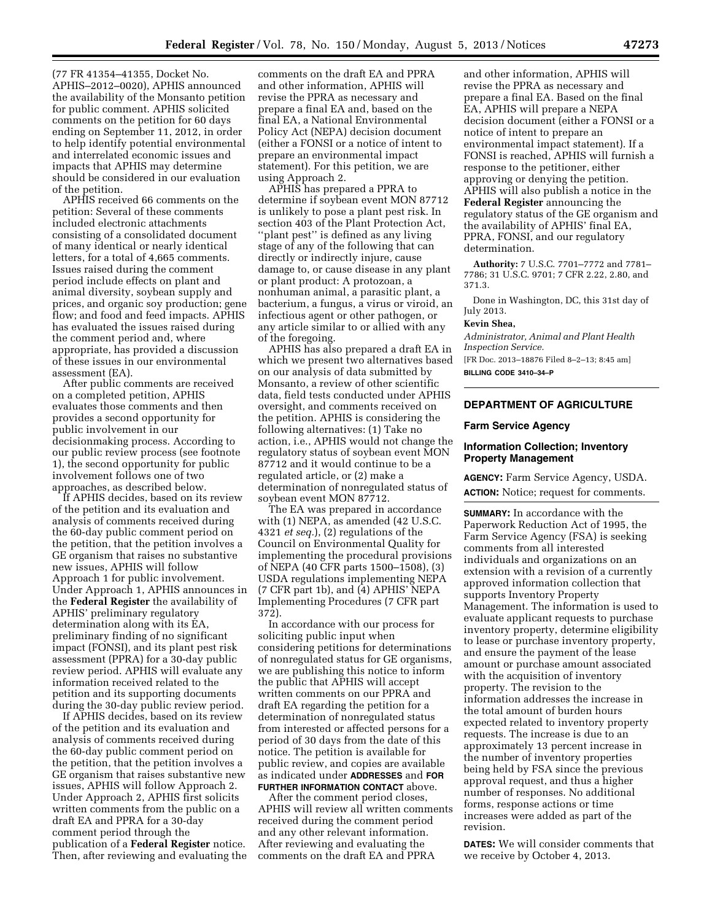(77 FR 41354–41355, Docket No. APHIS–2012–0020), APHIS announced the availability of the Monsanto petition for public comment. APHIS solicited comments on the petition for 60 days ending on September 11, 2012, in order to help identify potential environmental and interrelated economic issues and impacts that APHIS may determine should be considered in our evaluation of the petition.

APHIS received 66 comments on the petition: Several of these comments included electronic attachments consisting of a consolidated document of many identical or nearly identical letters, for a total of 4,665 comments. Issues raised during the comment period include effects on plant and animal diversity, soybean supply and prices, and organic soy production; gene flow; and food and feed impacts. APHIS has evaluated the issues raised during the comment period and, where appropriate, has provided a discussion of these issues in our environmental assessment (EA).

After public comments are received on a completed petition, APHIS evaluates those comments and then provides a second opportunity for public involvement in our decisionmaking process. According to our public review process (see footnote 1), the second opportunity for public involvement follows one of two approaches, as described below.

If APHIS decides, based on its review of the petition and its evaluation and analysis of comments received during the 60-day public comment period on the petition, that the petition involves a GE organism that raises no substantive new issues, APHIS will follow Approach 1 for public involvement. Under Approach 1, APHIS announces in the **Federal Register** the availability of APHIS' preliminary regulatory determination along with its EA, preliminary finding of no significant impact (FONSI), and its plant pest risk assessment (PPRA) for a 30-day public review period. APHIS will evaluate any information received related to the petition and its supporting documents during the 30-day public review period.

If APHIS decides, based on its review of the petition and its evaluation and analysis of comments received during the 60-day public comment period on the petition, that the petition involves a GE organism that raises substantive new issues, APHIS will follow Approach 2. Under Approach 2, APHIS first solicits written comments from the public on a draft EA and PPRA for a 30-day comment period through the publication of a **Federal Register** notice. Then, after reviewing and evaluating the comments on the draft EA and PPRA and other information, APHIS will revise the PPRA as necessary and prepare a final EA and, based on the final EA, a National Environmental Policy Act (NEPA) decision document (either a FONSI or a notice of intent to prepare an environmental impact statement). For this petition, we are using Approach 2.

APHIS has prepared a PPRA to determine if soybean event MON 87712 is unlikely to pose a plant pest risk. In section 403 of the Plant Protection Act, "plant pest" is defined as any living stage of any of the following that can directly or indirectly injure, cause damage to, or cause disease in any plant or plant product: A protozoan, a nonhuman animal, a parasitic plant, a bacterium, a fungus, a virus or viroid, an infectious agent or other pathogen, or any article similar to or allied with any of the foregoing.

APHIS has also prepared a draft EA in which we present two alternatives based on our analysis of data submitted by Monsanto, a review of other scientific data, field tests conducted under APHIS oversight, and comments received on the petition. APHIS is considering the following alternatives: (1) Take no action, i.e., APHIS would not change the regulatory status of soybean event MON 87712 and it would continue to be a regulated article, or (2) make a determination of nonregulated status of soybean event MON 87712.

The EA was prepared in accordance with (1) NEPA, as amended (42 U.S.C. 4321 *et seq.*), (2) regulations of the Council on Environmental Quality for implementing the procedural provisions of NEPA (40 CFR parts 1500–1508), (3) USDA regulations implementing NEPA (7 CFR part 1b), and (4) APHIS' NEPA Implementing Procedures (7 CFR part 372).

In accordance with our process for soliciting public input when considering petitions for determinations of nonregulated status for GE organisms, we are publishing this notice to inform the public that APHIS will accept written comments on our PPRA and draft EA regarding the petition for a determination of nonregulated status from interested or affected persons for a period of 30 days from the date of this notice. The petition is available for public review, and copies are available as indicated under **ADDRESSES** and **FOR FURTHER INFORMATION CONTACT** above.

After the comment period closes, APHIS will review all written comments received during the comment period and any other relevant information. After reviewing and evaluating the comments on the draft EA and PPRA and other information, APHIS will revise the PPRA as necessary and prepare a final EA. Based on the final EA, APHIS will prepare a NEPA decision document (either a FONSI or a notice of intent to prepare an environmental impact statement). If a FONSI is reached, APHIS will furnish a response to the petitioner, either approving or denying the petition. APHIS will also publish a notice in the **Federal Register** announcing the regulatory status of the GE organism and the availability of APHIS' final EA, PPRA, FONSI, and our regulatory determination.

**Authority:** 7 U.S.C. 7701–7772 and 7781–7786; 31 U.S.C. 9701; 7 CFR 2.22, 2.80, and 371.3.

Done in Washington, DC, this 31st day of July 2013.

**Kevin Shea,**

*Administrator, Animal and Plant Health Inspection Service.*

[FR Doc. 2013–18876 Filed 8–2–13; 8:45 am]

**BILLING CODE 3410–34–P**

---

## DEPARTMENT OF AGRICULTURE

### Farm Service Agency

### Information Collection; Inventory Property Management

**AGENCY:** Farm Service Agency, USDA.

**ACTION:** Notice; request for comments.

**SUMMARY:** In accordance with the Paperwork Reduction Act of 1995, the Farm Service Agency (FSA) is seeking comments from all interested individuals and organizations on an extension with a revision of a currently approved information collection that supports Inventory Property Management. The information is used to evaluate applicant requests to purchase inventory property, determine eligibility to lease or purchase inventory property, and ensure the payment of the lease amount or purchase amount associated with the acquisition of inventory property. The revision to the information addresses the increase in the total amount of burden hours expected related to inventory property requests. The increase is due to an approximately 13 percent increase in the number of inventory properties being held by FSA since the previous approval request, and thus a higher number of responses. No additional forms, response actions or time increases were added as part of the revision.

**DATES:** We will consider comments that we receive by October 4, 2013.